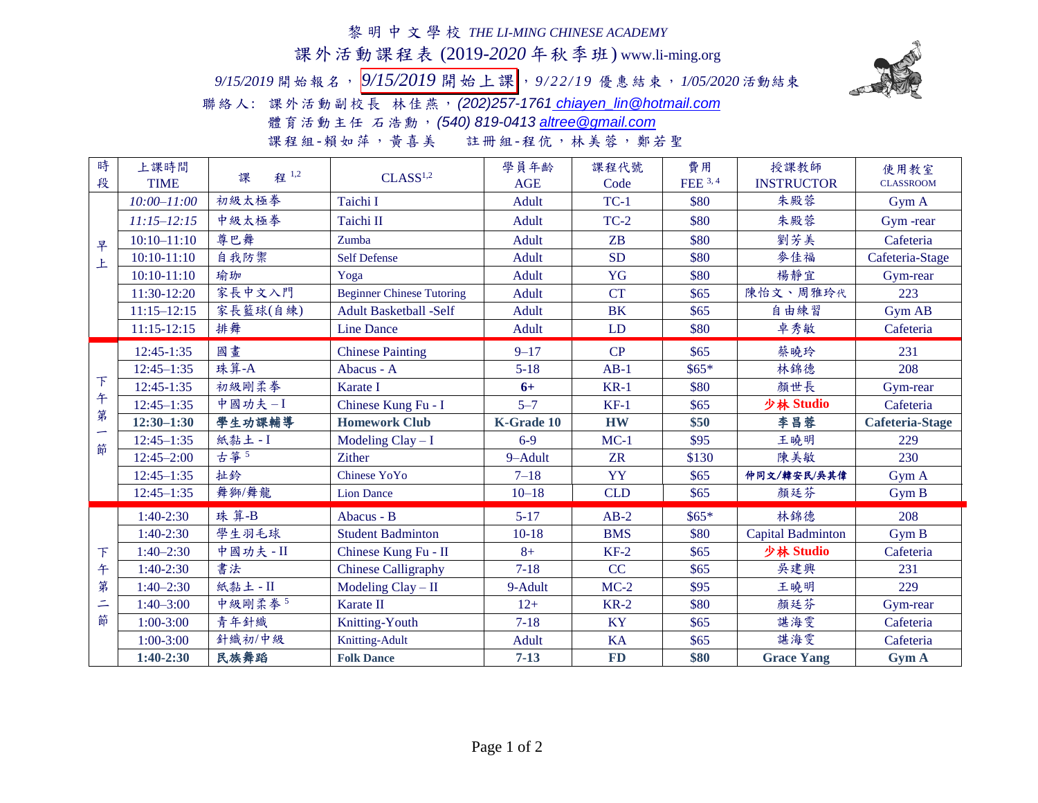# 黎明中文學校 *THE LI-MING CHINESE ACADEMY*

## 課外活動課程表 (2019-*2020* 年秋季班) www.li-ming.org

*9/15/2019* 開始報名，*9/15/2019* 開始上課，*9/22/19* 優惠結束，*1/05/2020* 活動結束

聯絡人: 課外活動副校長 林佳燕，*(202)257-1761* chiayen_lin@hotmail.com

體育活動主任 石浩勳，*(540) 819-0413* altree@gmail.com

課程組-賴如萍，黃喜美　　註冊組-程伉，林美蓉，鄭若聖

| 時段 | 上課時間 TIME | 課程[1,2] | CLASS[1,2] | 學員年齡 AGE | 課程代號 Code | 費用 FEE[3,4] | 授課教師 INSTRUCTOR | 使用教室 CLASSROOM |
|---|---|---|---|---|---|---|---|---|
| 早上 | *10:00–11:00* | 初級太極拳 | Taichi I | Adult | TC-1 | $80 | 朱殿蓉 | Gym A |
| | *11:15–12:15* | 中級太極拳 | Taichi II | Adult | TC-2 | $80 | 朱殿蓉 | Gym -rear |
| | 10:10–11:10 | 尊巴舞 | Zumba | Adult | ZB | $80 | 劉芳美 | Cafeteria |
| | 10:10-11:10 | 自我防禦 | Self Defense | Adult | SD | $80 | 麥佳福 | Cafeteria-Stage |
| | 10:10-11:10 | 瑜珈 | Yoga | Adult | YG | $80 | 楊靜宜 | Gym-rear |
| | 11:30-12:20 | 家長中文入門 | Beginner Chinese Tutoring | Adult | CT | $65 | 陳怡文、周雅玲代 | 223 |
| | 11:15–12:15 | 家長籃球(自練) | Adult Basketball -Self | Adult | BK | $65 | 自由練習 | Gym AB |
| | 11:15-12:15 | 排舞 | Line Dance | Adult | LD | $80 | 卓秀敏 | Cafeteria |
| 下午第一節 | 12:45-1:35 | 國畫 | Chinese Painting | 9–17 | CP | $65 | 蔡曉玲 | 231 |
| | 12:45–1:35 | 珠算-A | Abacus - A | 5-18 | AB-1 | $65* | 林錦德 | 208 |
| | 12:45-1:35 | 初級剛柔拳 | Karate I | **6+** | KR-1 | $80 | 顏世長 | Gym-rear |
| | 12:45–1:35 | 中國功夫 – I | Chinese Kung Fu - I | 5–7 | KF-1 | $65 | 少林 Studio | Cafeteria |
| | **12:30–1:30** | **學生功課輔導** | **Homework Club** | **K-Grade 10** | **HW** | **$50** | **李昌蓉** | **Cafeteria-Stage** |
| | 12:45–1:35 | 紙黏土 - I | Modeling Clay – I | 6-9 | MC-1 | $95 | 王曉明 | 229 |
| | 12:45–2:00 | 古箏[5] | Zither | 9–Adult | ZR | $130 | 陳美敏 | 230 |
| | 12:45–1:35 | 扯鈴 | Chinese YoYo | 7–18 | YY | $65 | 仲同文/韓安民/吳其偉 | Gym A |
| | 12:45–1:35 | 舞獅/舞龍 | Lion Dance | 10–18 | CLD | $65 | 顏廷芬 | Gym B |
| 下午第二節 | 1:40-2:30 | 珠算-B | Abacus - B | 5-17 | AB-2 | $65* | 林錦德 | 208 |
| | 1:40-2:30 | 學生羽毛球 | Student Badminton | 10-18 | BMS | $80 | Capital Badminton | Gym B |
| | 1:40–2:30 | 中國功夫 - II | Chinese Kung Fu - II | 8+ | KF-2 | $65 | 少林 Studio | Cafeteria |
| | 1:40-2:30 | 書法 | Chinese Calligraphy | 7-18 | CC | $65 | 吳建興 | 231 |
| | 1:40–2:30 | 紙黏土 - II | Modeling Clay – II | 9-Adult | MC-2 | $95 | 王曉明 | 229 |
| | 1:40–3:00 | 中級剛柔拳[5] | Karate II | 12+ | KR-2 | $80 | 顏廷芬 | Gym-rear |
| | 1:00-3:00 | 青年針織 | Knitting-Youth | 7-18 | KY | $65 | 諶海雯 | Cafeteria |
| | 1:00-3:00 | 針織初/中級 | Knitting-Adult | Adult | KA | $65 | 諶海雯 | Cafeteria |
| | **1:40-2:30** | **民族舞蹈** | **Folk Dance** | **7-13** | **FD** | **$80** | **Grace Yang** | **Gym A** |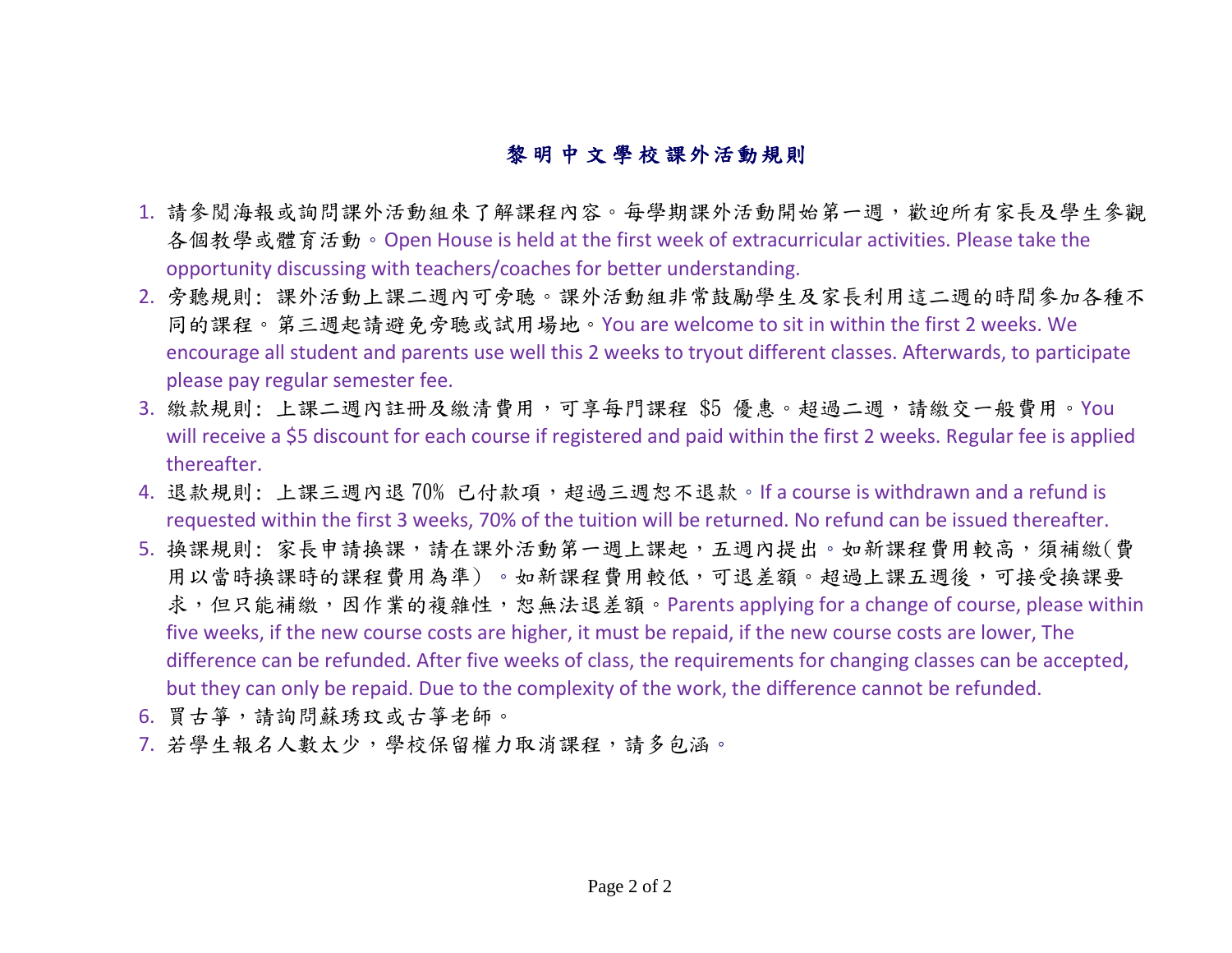## 黎明中文學校課外活動規則

1. 請參閱海報或詢問課外活動組來了解課程內容。每學期課外活動開始第一週，歡迎所有家長及學生參觀各個教學或體育活動。Open House is held at the first week of extracurricular activities. Please take the opportunity discussing with teachers/coaches for better understanding.
2. 旁聽規則：課外活動上課二週內可旁聽。課外活動組非常鼓勵學生及家長利用這二週的時間參加各種不同的課程。第三週起請避免旁聽或試用場地。You are welcome to sit in within the first 2 weeks. We encourage all student and parents use well this 2 weeks to tryout different classes. Afterwards, to participate please pay regular semester fee.
3. 繳款規則：上課二週內註冊及繳清費用，可享每門課程 $5 優惠。超過二週，請繳交一般費用。You will receive a $5 discount for each course if registered and paid within the first 2 weeks. Regular fee is applied thereafter.
4. 退款規則：上課三週內退 70% 已付款項，超過三週恕不退款。If a course is withdrawn and a refund is requested within the first 3 weeks, 70% of the tuition will be returned. No refund can be issued thereafter.
5. 換課規則：家長申請換課，請在課外活動第一週上課起，五週內提出。如新課程費用較高，須補繳(費用以當時換課時的課程費用為準）。如新課程費用較低，可退差額。超過上課五週後，可接受換課要求，但只能補繳，因作業的複雜性，恕無法退差額。Parents applying for a change of course, please within five weeks, if the new course costs are higher, it must be repaid, if the new course costs are lower, The difference can be refunded. After five weeks of class, the requirements for changing classes can be accepted, but they can only be repaid. Due to the complexity of the work, the difference cannot be refunded.
6. 買古箏，請詢問蘇琇玟或古箏老師。
7. 若學生報名人數太少，學校保留權力取消課程，請多包涵。